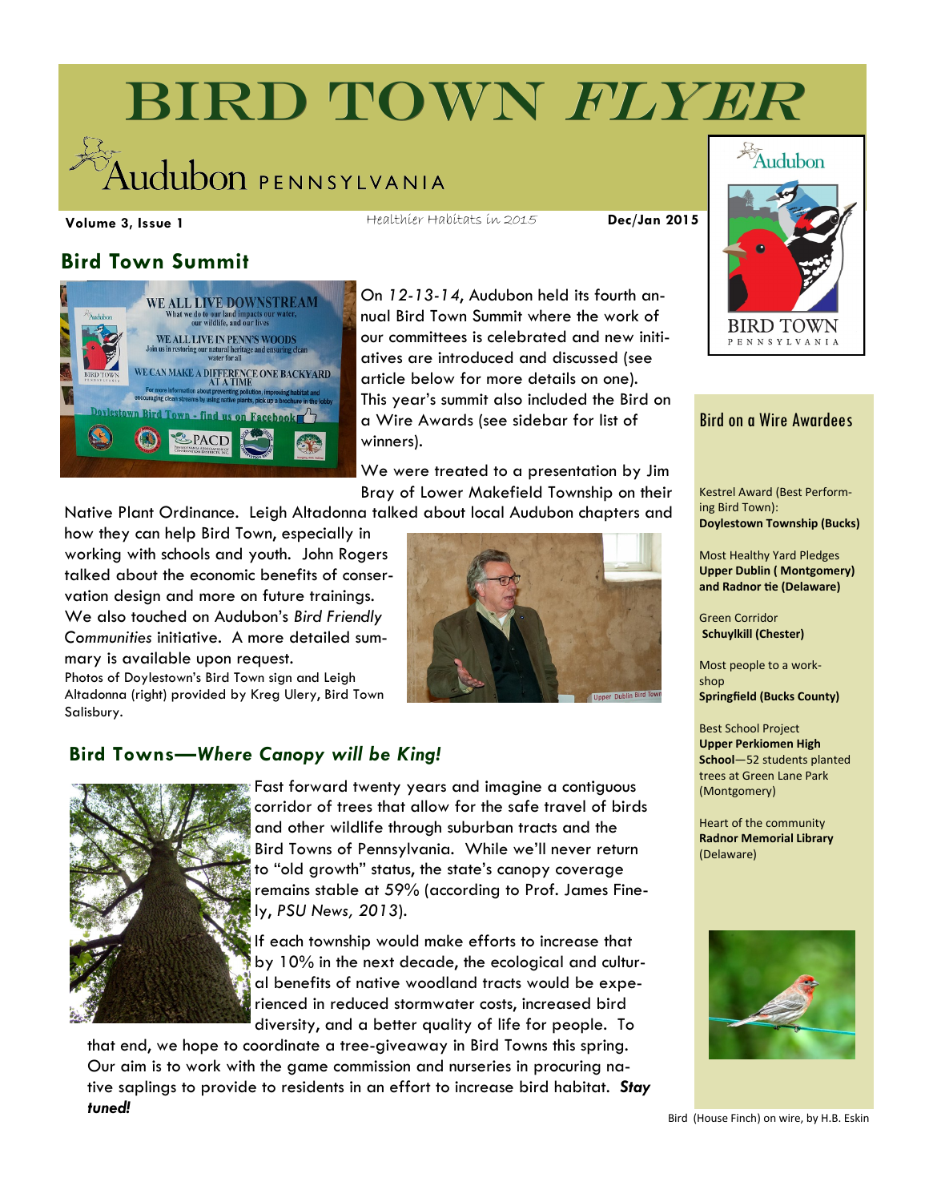# BIRD TOWN *FLYER*

Audubon PENNSYLVANIA

**Volume 3, Issue 1** Healthier Habitats in 2015 **Dec/Jan 2015**

## Bird Town Summit

On *12-13-14*, Audubon held its fourth annual Bird Town Summit where the work of our committees is celebrated and new initiatives are introduced and discussed (see article below for more details on one). This year's summit also included the Bird on a Wire Awards (see sidebar for list of winners).

We were treated to a presentation by Jim Bray of Lower Makefield Township on their Native Plant Ordinance. Leigh Altadonna talked about local Audubon chapters and how they can help Bird Town, especially in working with schools and youth. John Rogers talked about the economic benefits of conservation design and more on future trainings. We also touched on Audubon's *Bird Friendly Communities* initiative. A more detailed summary is available upon request.

Photos of Doylestown's Bird Town sign and Leigh Altadonna (right) provided by Kreg Ulery, Bird Town Salisbury.

## Bird Towns—*Where Canopy will be King!*

Fast forward twenty years and imagine a contiguous corridor of trees that allow for the safe travel of birds and other wildlife through suburban tracts and the Bird Towns of Pennsylvania. While we'll never return to "old growth" status, the state's canopy coverage remains stable at 59% (according to Prof. James Finely, *PSU News, 2013*).

If each township would make efforts to increase that by 10% in the next decade, the ecological and cultural benefits of native woodland tracts would be experienced in reduced stormwater costs, increased bird diversity, and a better quality of life for people. To that end, we hope to coordinate a tree-giveaway in Bird Towns this spring. Our aim is to work with the game commission and nurseries in procuring native saplings to provide to residents in an effort to increase bird habitat. ***Stay tuned!***

### Bird on a Wire Awardees

Kestrel Award (Best Performing Bird Town):
**Doylestown Township (Bucks)**

Most Healthy Yard Pledges
**Upper Dublin ( Montgomery) and Radnor tie (Delaware)**

Green Corridor
**Schuylkill (Chester)**

Most people to a workshop
**Springfield (Bucks County)**

Best School Project
**Upper Perkiomen High School**—52 students planted trees at Green Lane Park (Montgomery)

Heart of the community
**Radnor Memorial Library** (Delaware)

Bird (House Finch) on wire, by H.B. Eskin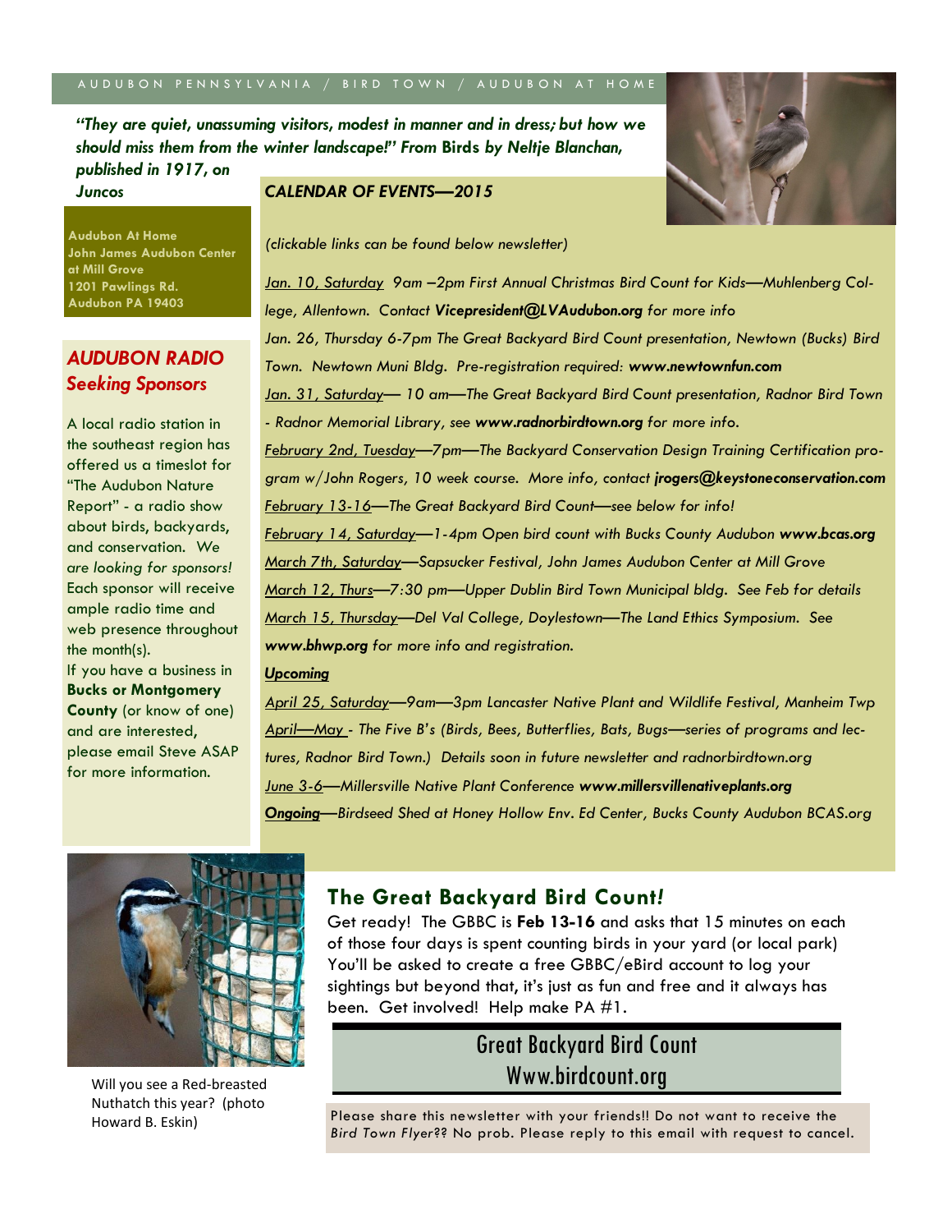AUDUBON PENNSYLVANIA / BIRD TOWN / AUDUBON AT HOME

***"They are quiet, unassuming visitors, modest in manner and in dress; but how we should miss them from the winter landscape!" From* Birds *by Neltje Blanchan, published in 1917, on Juncos***

**Audubon At Home**
**John James Audubon Center at Mill Grove**
**1201 Pawlings Rd.**
**Audubon PA 19403**

## *AUDUBON RADIO Seeking Sponsors*

A local radio station in the southeast region has offered us a timeslot for "The Audubon Nature Report" - a radio show about birds, backyards, and conservation. We *are looking for sponsors!* Each sponsor will receive ample radio time and web presence throughout the month(s).

If you have a business in **Bucks or Montgomery County** (or know of one) and are interested, please email Steve ASAP for more information.

## *CALENDAR OF EVENTS—2015*

*(clickable links can be found below newsletter)*

*Jan. 10, Saturday 9am –2pm First Annual Christmas Bird Count for Kids—Muhlenberg College, Allentown. Contact **Vicepresident@LVAudubon.org** for more info*

*Jan. 26, Thursday 6-7pm The Great Backyard Bird Count presentation, Newtown (Bucks) Bird Town. Newtown Muni Bldg. Pre-registration required: **www.newtownfun.com***

*Jan. 31, Saturday— 10 am—The Great Backyard Bird Count presentation, Radnor Bird Town - Radnor Memorial Library, see **www.radnorbirdtown.org** for more info.*

*February 2nd, Tuesday—7pm—The Backyard Conservation Design Training Certification program w/John Rogers, 10 week course. More info, contact **jrogers@keystoneconservation.com***

*February 13-16—The Great Backyard Bird Count—see below for info!*

*February 14, Saturday—1-4pm Open bird count with Bucks County Audubon **www.bcas.org***

*March 7th, Saturday—Sapsucker Festival, John James Audubon Center at Mill Grove*

*March 12, Thurs—7:30 pm—Upper Dublin Bird Town Municipal bldg. See Feb for details*

*March 15, Thursday—Del Val College, Doylestown—The Land Ethics Symposium. See **www.bhwp.org** for more info and registration.*

***Upcoming***

*April 25, Saturday—9am—3pm Lancaster Native Plant and Wildlife Festival, Manheim Twp*

*April—May - The Five B's (Birds, Bees, Butterflies, Bats, Bugs—series of programs and lectures, Radnor Bird Town.) Details soon in future newsletter and radnorbirdtown.org*

*June 3-6—Millersville Native Plant Conference **www.millersvillenativeplants.org***

***Ongoing**—Birdseed Shed at Honey Hollow Env. Ed Center, Bucks County Audubon BCAS.org*

Will you see a Red-breasted Nuthatch this year? (photo Howard B. Eskin)

## The Great Backyard Bird Count*!*

Get ready! The GBBC is **Feb 13-16** and asks that 15 minutes on each of those four days is spent counting birds in your yard (or local park) You'll be asked to create a free GBBC/eBird account to log your sightings but beyond that, it's just as fun and free and it always has been. Get involved! Help make PA #1.

Great Backyard Bird Count
Www.birdcount.org

Please share this newsletter with your friends!! Do not want to receive the *Bird Town Flyer*?? No prob. Please reply to this email with request to cancel.